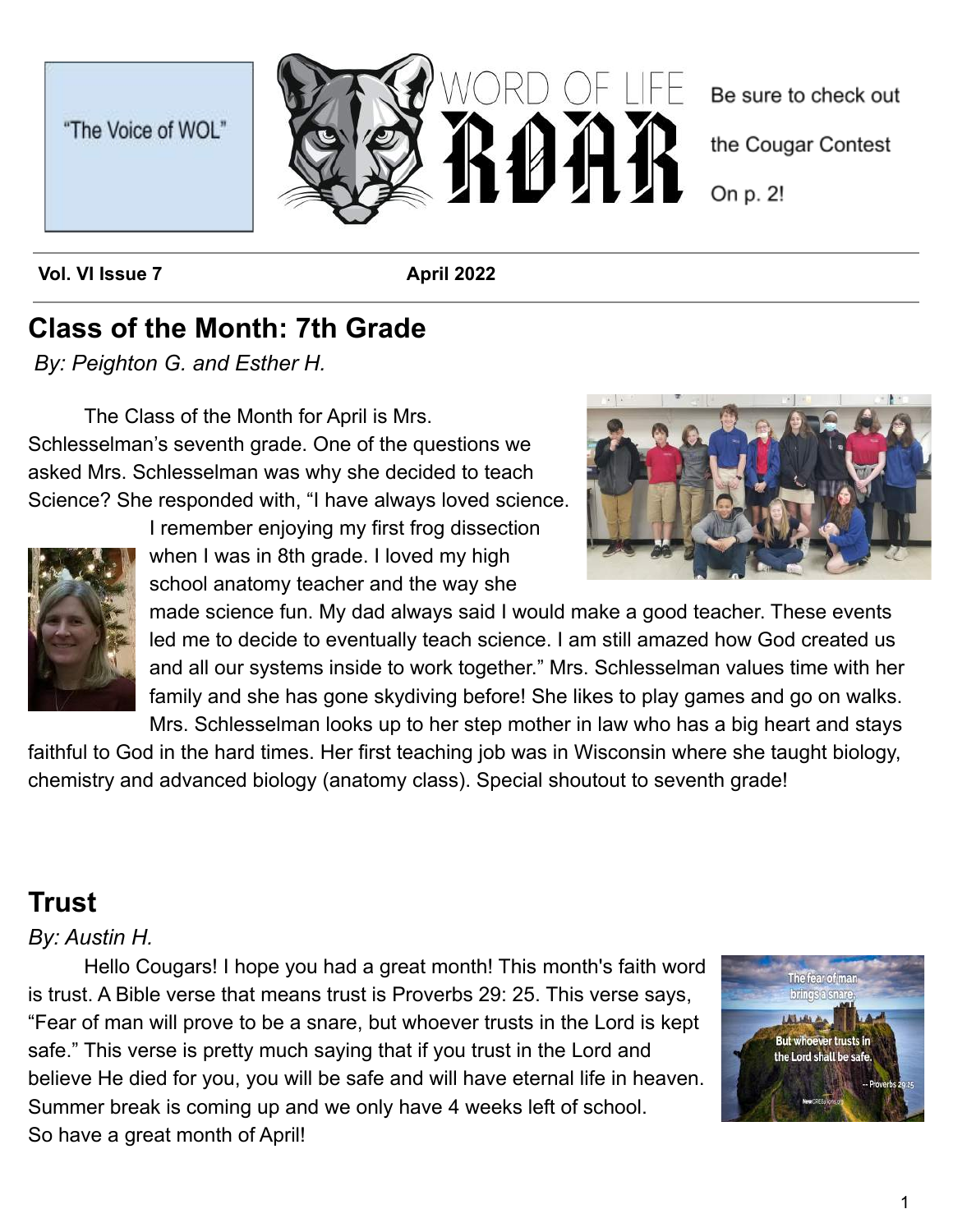"The Voice of WOL"

WORD OF LIFE

# ROAR

Be sure to check out the Cougar Contest On p. 2!

**Vol. VI Issue 7** **April 2022**

## Class of the Month: 7th Grade

*By: Peighton G. and Esther H.*

The Class of the Month for April is Mrs. Schlesselman's seventh grade. One of the questions we asked Mrs. Schlesselman was why she decided to teach Science? She responded with, "I have always loved science. I remember enjoying my first frog dissection when I was in 8th grade. I loved my high school anatomy teacher and the way she made science fun. My dad always said I would make a good teacher. These events led me to decide to eventually teach science. I am still amazed how God created us and all our systems inside to work together." Mrs. Schlesselman values time with her family and she has gone skydiving before! She likes to play games and go on walks. Mrs. Schlesselman looks up to her step mother in law who has a big heart and stays faithful to God in the hard times. Her first teaching job was in Wisconsin where she taught biology, chemistry and advanced biology (anatomy class). Special shoutout to seventh grade!

## Trust

*By: Austin H.*

Hello Cougars! I hope you had a great month! This month's faith word is trust. A Bible verse that means trust is Proverbs 29: 25. This verse says, "Fear of man will prove to be a snare, but whoever trusts in the Lord is kept safe." This verse is pretty much saying that if you trust in the Lord and believe He died for you, you will be safe and will have eternal life in heaven. Summer break is coming up and we only have 4 weeks left of school. So have a great month of April!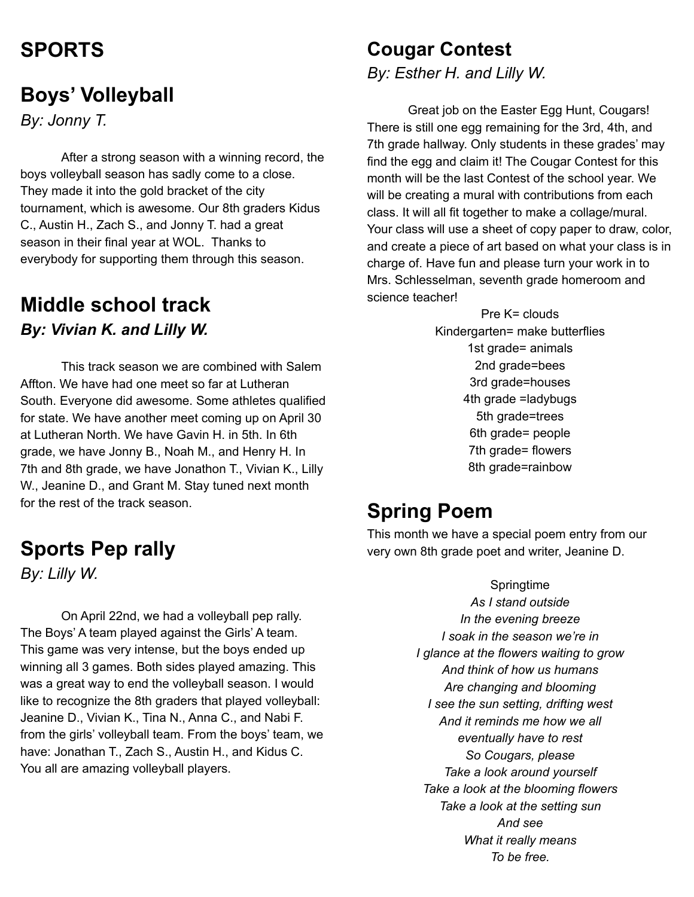# SPORTS

## Boys' Volleyball

*By: Jonny T.*

After a strong season with a winning record, the boys volleyball season has sadly come to a close. They made it into the gold bracket of the city tournament, which is awesome. Our 8th graders Kidus C., Austin H., Zach S., and Jonny T. had a great season in their final year at WOL. Thanks to everybody for supporting them through this season.

## Middle school track

***By: Vivian K. and Lilly W.***

This track season we are combined with Salem Affton. We have had one meet so far at Lutheran South. Everyone did awesome. Some athletes qualified for state. We have another meet coming up on April 30 at Lutheran North. We have Gavin H. in 5th. In 6th grade, we have Jonny B., Noah M., and Henry H. In 7th and 8th grade, we have Jonathon T., Vivian K., Lilly W., Jeanine D., and Grant M. Stay tuned next month for the rest of the track season.

## Sports Pep rally

*By: Lilly W.*

On April 22nd, we had a volleyball pep rally. The Boys' A team played against the Girls' A team. This game was very intense, but the boys ended up winning all 3 games. Both sides played amazing. This was a great way to end the volleyball season. I would like to recognize the 8th graders that played volleyball: Jeanine D., Vivian K., Tina N., Anna C., and Nabi F. from the girls' volleyball team. From the boys' team, we have: Jonathan T., Zach S., Austin H., and Kidus C. You all are amazing volleyball players.

## Cougar Contest

*By: Esther H. and Lilly W.*

Great job on the Easter Egg Hunt, Cougars! There is still one egg remaining for the 3rd, 4th, and 7th grade hallway. Only students in these grades' may find the egg and claim it! The Cougar Contest for this month will be the last Contest of the school year. We will be creating a mural with contributions from each class. It will all fit together to make a collage/mural. Your class will use a sheet of copy paper to draw, color, and create a piece of art based on what your class is in charge of. Have fun and please turn your work in to Mrs. Schlesselman, seventh grade homeroom and science teacher!

Pre K= clouds
Kindergarten= make butterflies
1st grade= animals
2nd grade=bees
3rd grade=houses
4th grade =ladybugs
5th grade=trees
6th grade= people
7th grade= flowers
8th grade=rainbow

## Spring Poem

This month we have a special poem entry from our very own 8th grade poet and writer, Jeanine D.

Springtime

*As I stand outside*
*In the evening breeze*
*I soak in the season we're in*
*I glance at the flowers waiting to grow*
*And think of how us humans*
*Are changing and blooming*
*I see the sun setting, drifting west*
*And it reminds me how we all*
*eventually have to rest*
*So Cougars, please*
*Take a look around yourself*
*Take a look at the blooming flowers*
*Take a look at the setting sun*
*And see*
*What it really means*
*To be free.*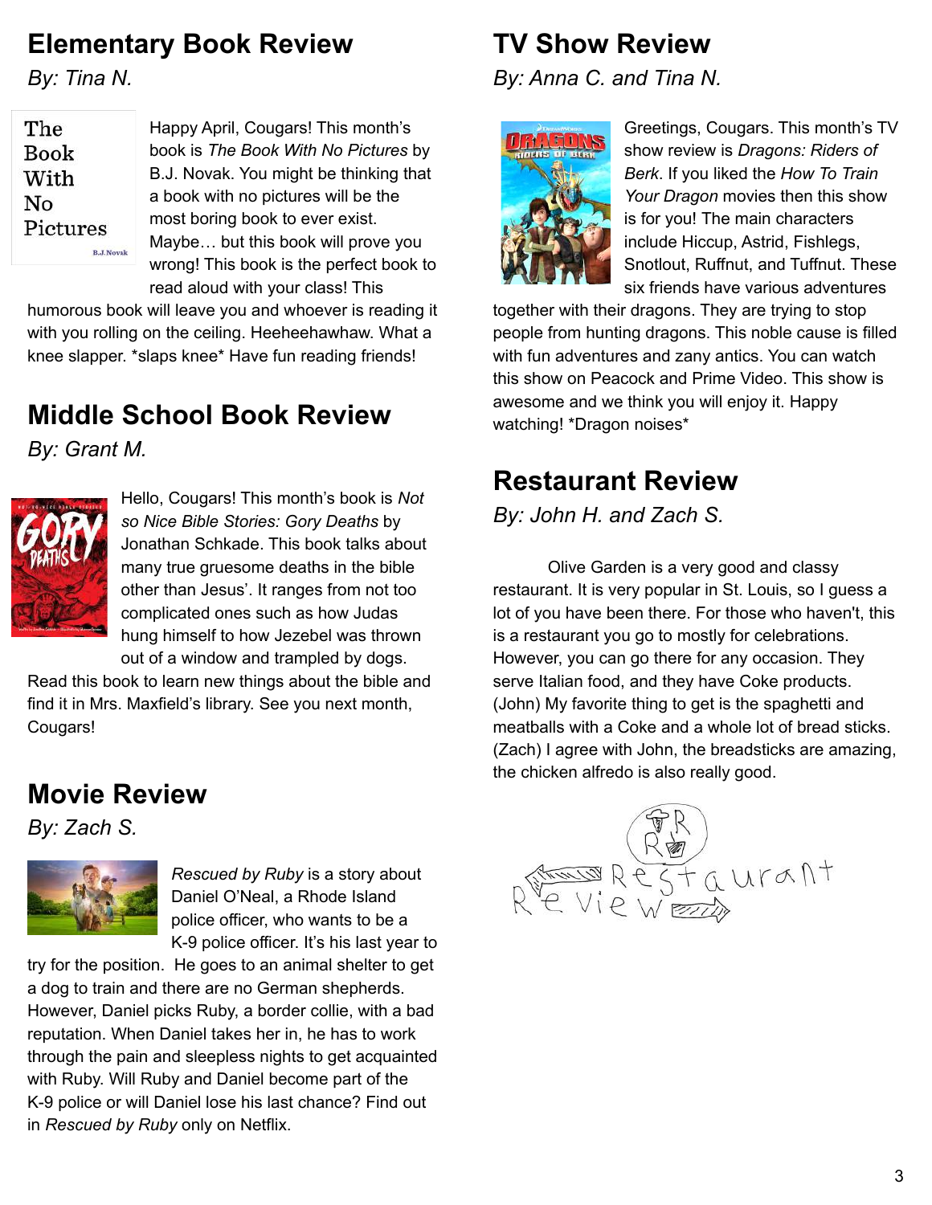## Elementary Book Review

*By: Tina N.*

Happy April, Cougars! This month's book is *The Book With No Pictures* by B.J. Novak. You might be thinking that a book with no pictures will be the most boring book to ever exist. Maybe… but this book will prove you wrong! This book is the perfect book to read aloud with your class! This humorous book will leave you and whoever is reading it with you rolling on the ceiling. Heeheehawhaw. What a knee slapper. *slaps knee* Have fun reading friends!

## Middle School Book Review

*By: Grant M.*

Hello, Cougars! This month's book is *Not so Nice Bible Stories: Gory Deaths* by Jonathan Schkade. This book talks about many true gruesome deaths in the bible other than Jesus'. It ranges from not too complicated ones such as how Judas hung himself to how Jezebel was thrown out of a window and trampled by dogs. Read this book to learn new things about the bible and find it in Mrs. Maxfield's library. See you next month, Cougars!

## Movie Review

*By: Zach S.*

*Rescued by Ruby* is a story about Daniel O'Neal, a Rhode Island police officer, who wants to be a K-9 police officer. It's his last year to try for the position. He goes to an animal shelter to get a dog to train and there are no German shepherds. However, Daniel picks Ruby, a border collie, with a bad reputation. When Daniel takes her in, he has to work through the pain and sleepless nights to get acquainted with Ruby. Will Ruby and Daniel become part of the K-9 police or will Daniel lose his last chance? Find out in *Rescued by Ruby* only on Netflix.

## TV Show Review

*By: Anna C. and Tina N.*

Greetings, Cougars. This month's TV show review is *Dragons: Riders of Berk*. If you liked the *How To Train Your Dragon* movies then this show is for you! The main characters include Hiccup, Astrid, Fishlegs, Snotlout, Ruffnut, and Tuffnut. These six friends have various adventures together with their dragons. They are trying to stop people from hunting dragons. This noble cause is filled with fun adventures and zany antics. You can watch this show on Peacock and Prime Video. This show is awesome and we think you will enjoy it. Happy watching! *Dragon noises*

## Restaurant Review

*By: John H. and Zach S.*

Olive Garden is a very good and classy restaurant. It is very popular in St. Louis, so I guess a lot of you have been there. For those who haven't, this is a restaurant you go to mostly for celebrations. However, you can go there for any occasion. They serve Italian food, and they have Coke products. (John) My favorite thing to get is the spaghetti and meatballs with a Coke and a whole lot of bread sticks. (Zach) I agree with John, the breadsticks are amazing, the chicken alfredo is also really good.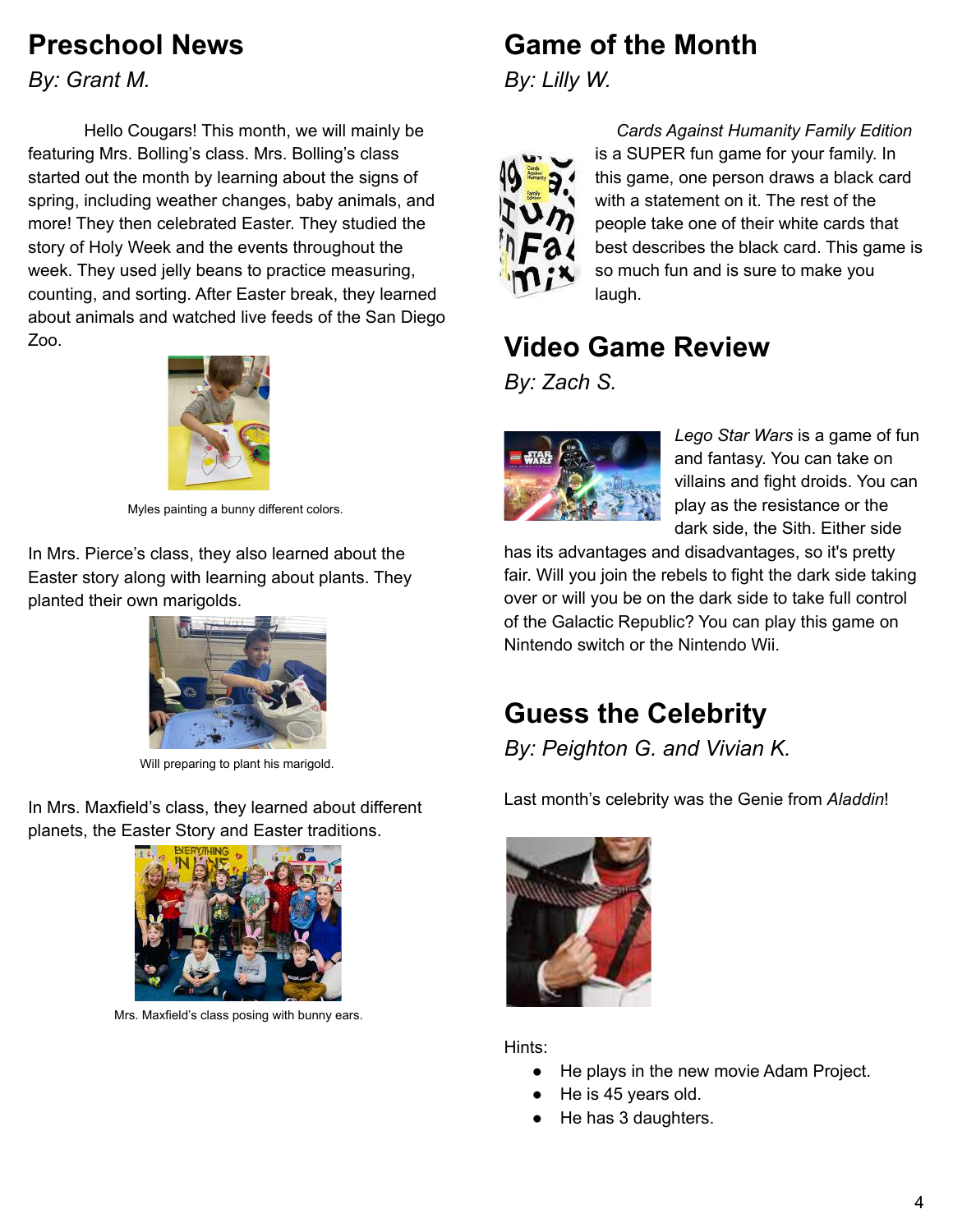## Preschool News

*By: Grant M.*

Hello Cougars! This month, we will mainly be featuring Mrs. Bolling's class. Mrs. Bolling's class started out the month by learning about the signs of spring, including weather changes, baby animals, and more! They then celebrated Easter. They studied the story of Holy Week and the events throughout the week. They used jelly beans to practice measuring, counting, and sorting. After Easter break, they learned about animals and watched live feeds of the San Diego Zoo.

Myles painting a bunny different colors.

In Mrs. Pierce's class, they also learned about the Easter story along with learning about plants. They planted their own marigolds.

Will preparing to plant his marigold.

In Mrs. Maxfield's class, they learned about different planets, the Easter Story and Easter traditions.

Mrs. Maxfield's class posing with bunny ears.

## Game of the Month

*By: Lilly W.*

*Cards Against Humanity Family Edition* is a SUPER fun game for your family. In this game, one person draws a black card with a statement on it. The rest of the people take one of their white cards that best describes the black card. This game is so much fun and is sure to make you laugh.

## Video Game Review

*By: Zach S.*

*Lego Star Wars* is a game of fun and fantasy. You can take on villains and fight droids. You can play as the resistance or the dark side, the Sith. Either side has its advantages and disadvantages, so it's pretty fair. Will you join the rebels to fight the dark side taking over or will you be on the dark side to take full control of the Galactic Republic? You can play this game on Nintendo switch or the Nintendo Wii.

## Guess the Celebrity

*By: Peighton G. and Vivian K.*

Last month's celebrity was the Genie from *Aladdin*!

Hints:

- He plays in the new movie Adam Project.
- He is 45 years old.
- He has 3 daughters.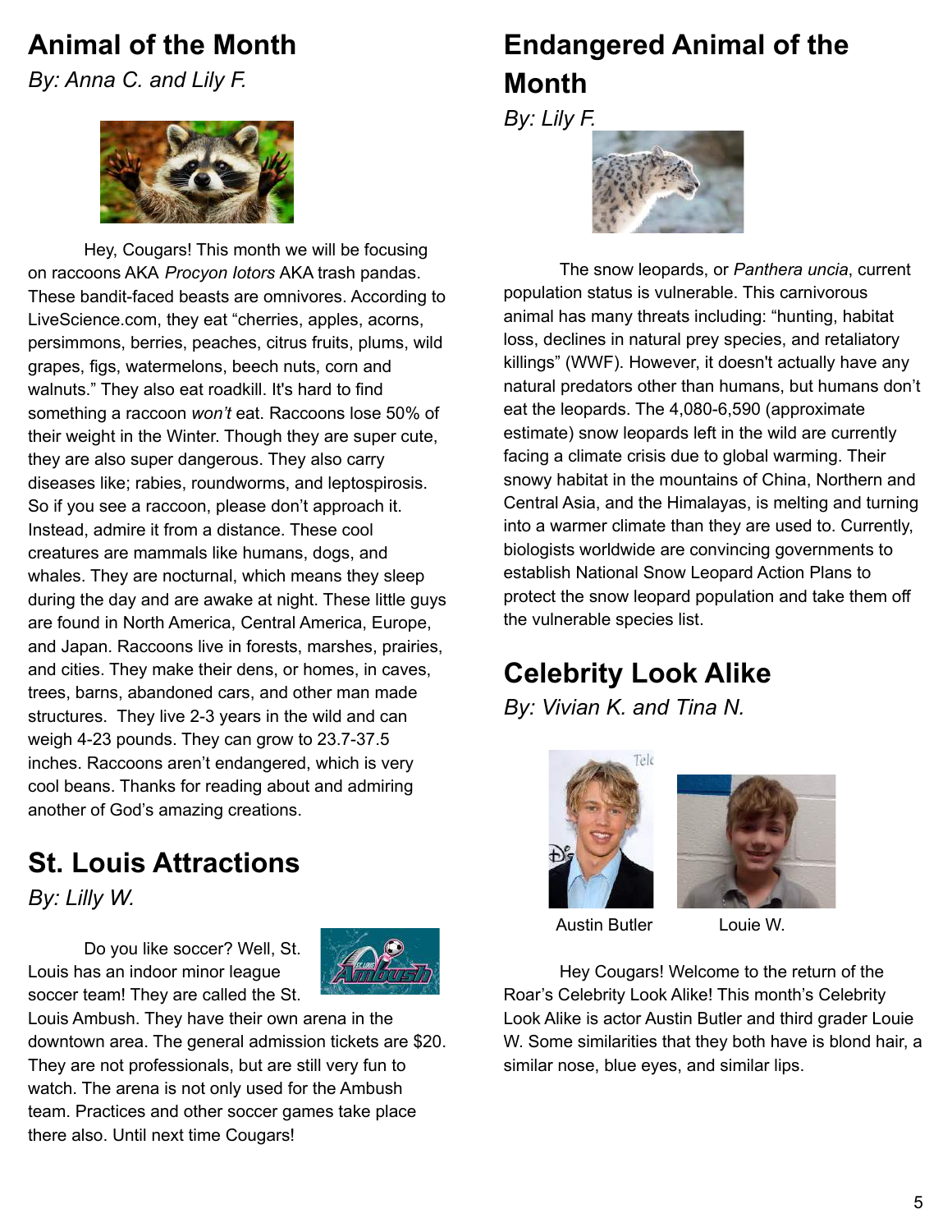## Animal of the Month

*By: Anna C. and Lily F.*

Hey, Cougars! This month we will be focusing on raccoons AKA *Procyon lotors* AKA trash pandas. These bandit-faced beasts are omnivores. According to LiveScience.com, they eat "cherries, apples, acorns, persimmons, berries, peaches, citrus fruits, plums, wild grapes, figs, watermelons, beech nuts, corn and walnuts." They also eat roadkill. It's hard to find something a raccoon *won't* eat. Raccoons lose 50% of their weight in the Winter. Though they are super cute, they are also super dangerous. They also carry diseases like; rabies, roundworms, and leptospirosis. So if you see a raccoon, please don't approach it. Instead, admire it from a distance. These cool creatures are mammals like humans, dogs, and whales. They are nocturnal, which means they sleep during the day and are awake at night. These little guys are found in North America, Central America, Europe, and Japan. Raccoons live in forests, marshes, prairies, and cities. They make their dens, or homes, in caves, trees, barns, abandoned cars, and other man made structures. They live 2-3 years in the wild and can weigh 4-23 pounds. They can grow to 23.7-37.5 inches. Raccoons aren't endangered, which is very cool beans. Thanks for reading about and admiring another of God's amazing creations.

## St. Louis Attractions

*By: Lilly W.*

Do you like soccer? Well, St. Louis has an indoor minor league soccer team! They are called the St. Louis Ambush. They have their own arena in the downtown area. The general admission tickets are $20. They are not professionals, but are still very fun to watch. The arena is not only used for the Ambush team. Practices and other soccer games take place there also. Until next time Cougars!

## Endangered Animal of the Month

*By: Lily F.*

The snow leopards, or *Panthera uncia*, current population status is vulnerable. This carnivorous animal has many threats including: "hunting, habitat loss, declines in natural prey species, and retaliatory killings" (WWF). However, it doesn't actually have any natural predators other than humans, but humans don't eat the leopards. The 4,080-6,590 (approximate estimate) snow leopards left in the wild are currently facing a climate crisis due to global warming. Their snowy habitat in the mountains of China, Northern and Central Asia, and the Himalayas, is melting and turning into a warmer climate than they are used to. Currently, biologists worldwide are convincing governments to establish National Snow Leopard Action Plans to protect the snow leopard population and take them off the vulnerable species list.

## Celebrity Look Alike

*By: Vivian K. and Tina N.*

Austin Butler

Louie W.

Hey Cougars! Welcome to the return of the Roar's Celebrity Look Alike! This month's Celebrity Look Alike is actor Austin Butler and third grader Louie W. Some similarities that they both have is blond hair, a similar nose, blue eyes, and similar lips.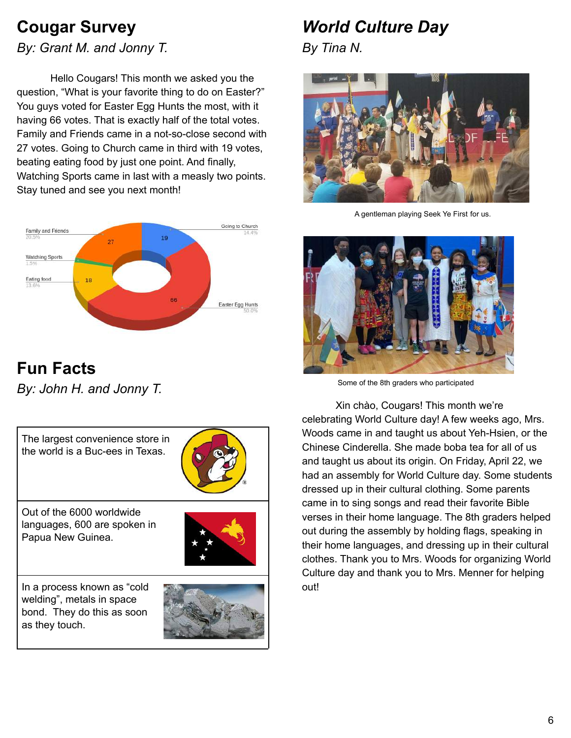## Cougar Survey

*By: Grant M. and Jonny T.*

Hello Cougars! This month we asked you the question, “What is your favorite thing to do on Easter?” You guys voted for Easter Egg Hunts the most, with it having 66 votes. That is exactly half of the total votes. Family and Friends came in a not-so-close second with 27 votes. Going to Church came in third with 19 votes, beating eating food by just one point. And finally, Watching Sports came in last with a measly two points. Stay tuned and see you next month!

Family and Friends 20.5% — 27
Going to Church 14.4% — 19
Watching Sports 1.5%
Eating food 13.6% — 18
Easter Egg Hunts 50.0% — 66

## Fun Facts

*By: John H. and Jonny T.*

| |
|---|
| The largest convenience store in the world is a Buc-ees in Texas. |
| Out of the 6000 worldwide languages, 600 are spoken in Papua New Guinea. |
| In a process known as “cold welding”, metals in space bond. They do this as soon as they touch. |

## *World Culture Day*

*By Tina N.*

A gentleman playing Seek Ye First for us.

Some of the 8th graders who participated

Xin chào, Cougars! This month we’re celebrating World Culture day! A few weeks ago, Mrs. Woods came in and taught us about Yeh-Hsien, or the Chinese Cinderella. She made boba tea for all of us and taught us about its origin. On Friday, April 22, we had an assembly for World Culture day. Some students dressed up in their cultural clothing. Some parents came in to sing songs and read their favorite Bible verses in their home language. The 8th graders helped out during the assembly by holding flags, speaking in their home languages, and dressing up in their cultural clothes. Thank you to Mrs. Woods for organizing World Culture day and thank you to Mrs. Menner for helping out!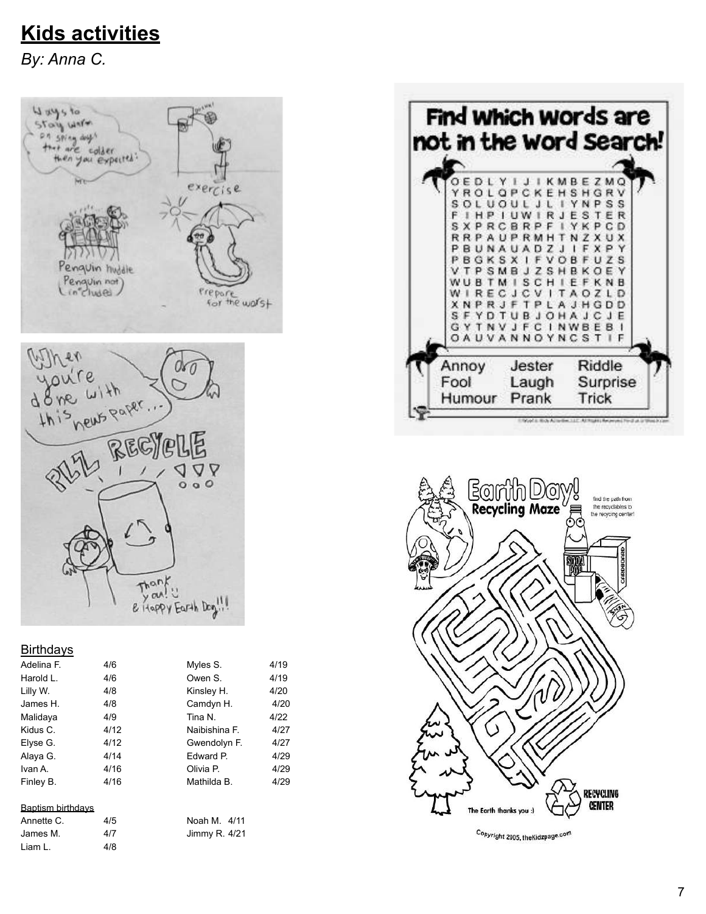# Kids activities

*By: Anna C.*

## Birthdays

| | | | |
|---|---|---|---|
| Adelina F. | 4/6 | Myles S. | 4/19 |
| Harold L. | 4/6 | Owen S. | 4/19 |
| Lilly W. | 4/8 | Kinsley H. | 4/20 |
| James H. | 4/8 | Camdyn H. | 4/20 |
| Malidaya | 4/9 | Tina N. | 4/22 |
| Kidus C. | 4/12 | Naibishina F. | 4/27 |
| Elyse G. | 4/12 | Gwendolyn F. | 4/27 |
| Alaya G. | 4/14 | Edward P. | 4/29 |
| Ivan A. | 4/16 | Olivia P. | 4/29 |
| Finley B. | 4/16 | Mathilda B. | 4/29 |

Baptism birthdays

| | | | |
|---|---|---|---|
| Annette C. | 4/5 | Noah M. | 4/11 |
| James M. | 4/7 | Jimmy R. | 4/21 |
| Liam L. | 4/8 | | |